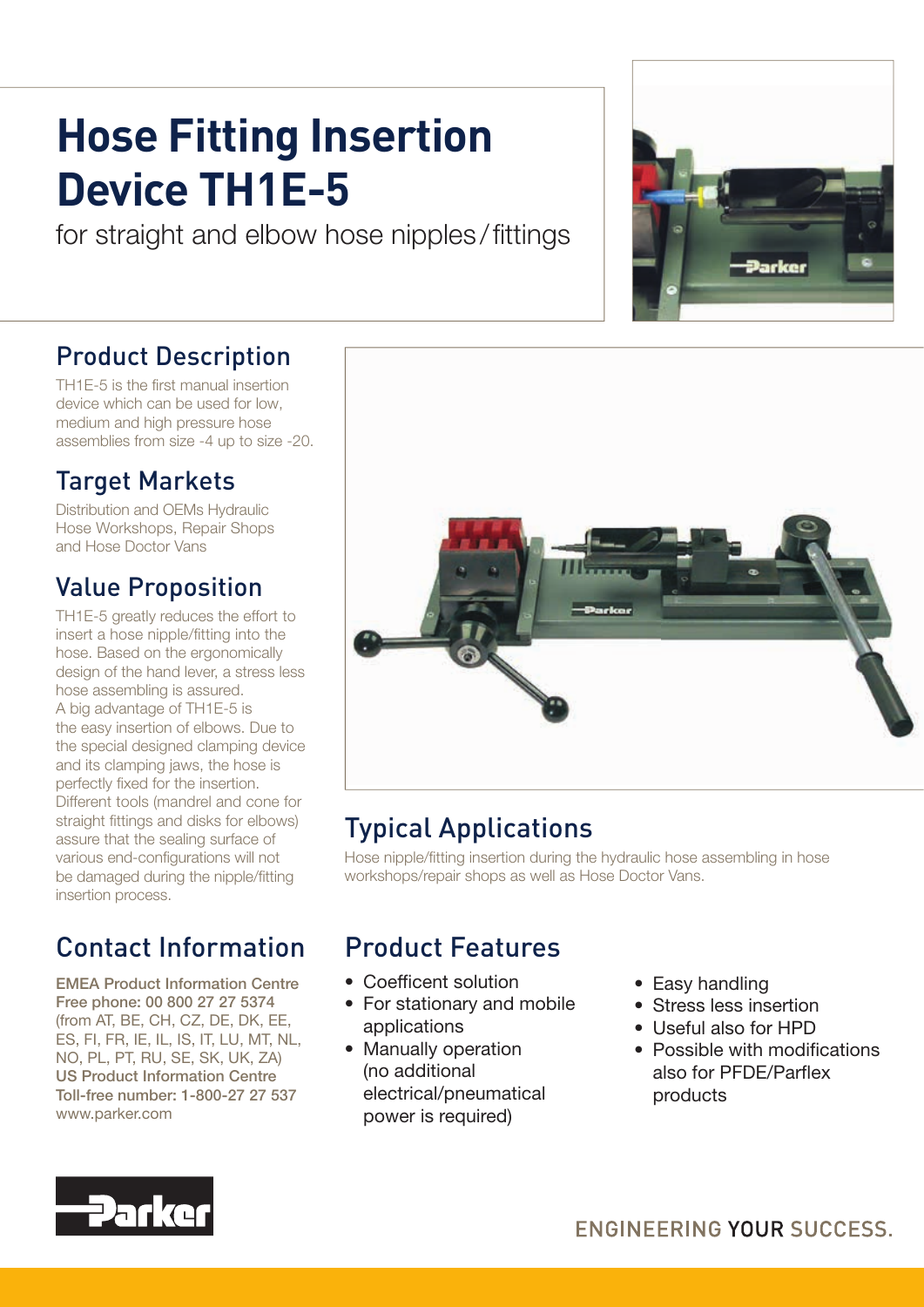# Hose Fitting Insertion Device TH1E-5

for straight and elbow hose nipples / fittings

## Product Description

TH1E-5 is the first manual insertion device which can be used for low, medium and high pressure hose assemblies from size -4 up to size -20.

## Target Markets

Distribution and OEMs Hydraulic Hose Workshops, Repair Shops and Hose Doctor Vans

## Value Proposition

TH1E-5 greatly reduces the effort to insert a hose nipple/fitting into the hose. Based on the ergonomically design of the hand lever, a stress less hose assembling is assured.
A big advantage of TH1E-5 is the easy insertion of elbows. Due to the special designed clamping device and its clamping jaws, the hose is perfectly fixed for the insertion. Different tools (mandrel and cone for straight fittings and disks for elbows) assure that the sealing surface of various end-configurations will not be damaged during the nipple/fitting insertion process.

## Typical Applications

Hose nipple/fitting insertion during the hydraulic hose assembling in hose workshops/repair shops as well as Hose Doctor Vans.

## Contact Information

**EMEA Product Information Centre**
**Free phone: 00 800 27 27 5374**
(from AT, BE, CH, CZ, DE, DK, EE, ES, FI, FR, IE, IL, IS, IT, LU, MT, NL, NO, PL, PT, RU, SE, SK, UK, ZA)
**US Product Information Centre**
**Toll-free number: 1-800-27 27 537**
www.parker.com

## Product Features

- Coefficent solution
- For stationary and mobile applications
- Manually operation (no additional electrical/pneumatical power is required)
- Easy handling
- Stress less insertion
- Useful also for HPD
- Possible with modifications also for PFDE/Parflex products

ENGINEERING YOUR SUCCESS.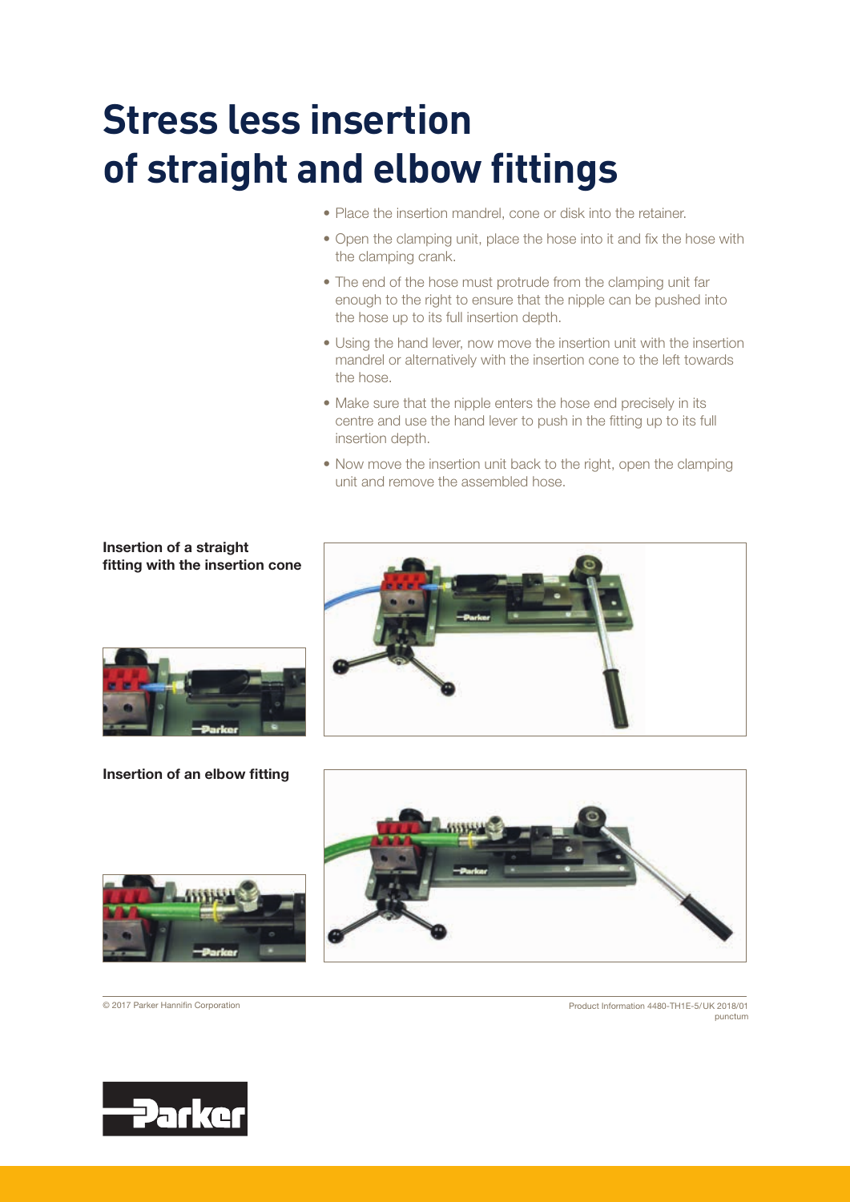# Stress less insertion of straight and elbow fittings

- Place the insertion mandrel, cone or disk into the retainer.
- Open the clamping unit, place the hose into it and fix the hose with the clamping crank.
- The end of the hose must protrude from the clamping unit far enough to the right to ensure that the nipple can be pushed into the hose up to its full insertion depth.
- Using the hand lever, now move the insertion unit with the insertion mandrel or alternatively with the insertion cone to the left towards the hose.
- Make sure that the nipple enters the hose end precisely in its centre and use the hand lever to push in the fitting up to its full insertion depth.
- Now move the insertion unit back to the right, open the clamping unit and remove the assembled hose.

**Insertion of a straight fitting with the insertion cone**

**Insertion of an elbow fitting**

© 2017 Parker Hannifin Corporation

Product Information 4480-TH1E-5/UK 2018/01
punctum